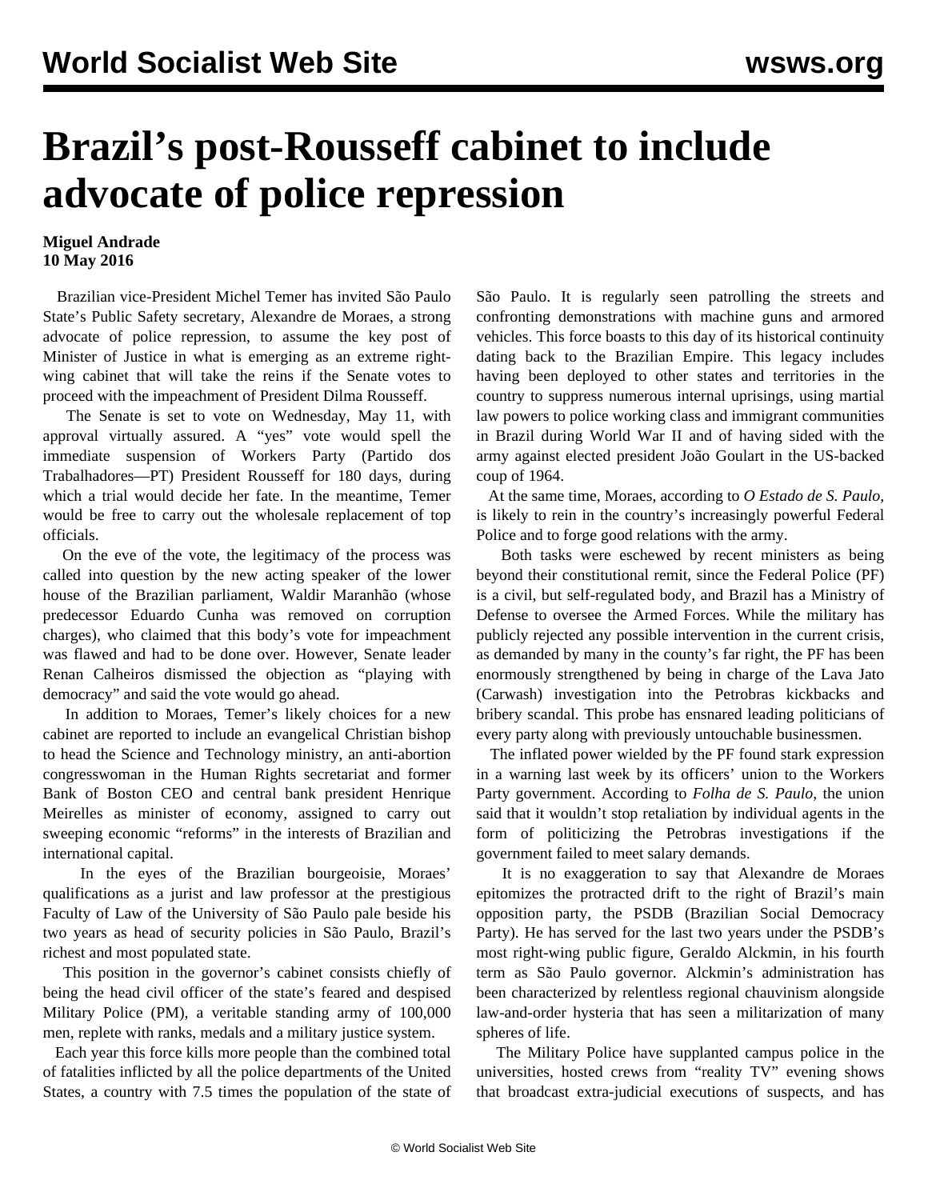# Brazil's post-Rousseff cabinet to include advocate of police repression

**Miguel Andrade**
**10 May 2016**

Brazilian vice-President Michel Temer has invited São Paulo State's Public Safety secretary, Alexandre de Moraes, a strong advocate of police repression, to assume the key post of Minister of Justice in what is emerging as an extreme right-wing cabinet that will take the reins if the Senate votes to proceed with the impeachment of President Dilma Rousseff.

The Senate is set to vote on Wednesday, May 11, with approval virtually assured. A "yes" vote would spell the immediate suspension of Workers Party (Partido dos Trabalhadores—PT) President Rousseff for 180 days, during which a trial would decide her fate. In the meantime, Temer would be free to carry out the wholesale replacement of top officials.

On the eve of the vote, the legitimacy of the process was called into question by the new acting speaker of the lower house of the Brazilian parliament, Waldir Maranhão (whose predecessor Eduardo Cunha was removed on corruption charges), who claimed that this body's vote for impeachment was flawed and had to be done over. However, Senate leader Renan Calheiros dismissed the objection as "playing with democracy" and said the vote would go ahead.

In addition to Moraes, Temer's likely choices for a new cabinet are reported to include an evangelical Christian bishop to head the Science and Technology ministry, an anti-abortion congresswoman in the Human Rights secretariat and former Bank of Boston CEO and central bank president Henrique Meirelles as minister of economy, assigned to carry out sweeping economic "reforms" in the interests of Brazilian and international capital.

In the eyes of the Brazilian bourgeoisie, Moraes' qualifications as a jurist and law professor at the prestigious Faculty of Law of the University of São Paulo pale beside his two years as head of security policies in São Paulo, Brazil's richest and most populated state.

This position in the governor's cabinet consists chiefly of being the head civil officer of the state's feared and despised Military Police (PM), a veritable standing army of 100,000 men, replete with ranks, medals and a military justice system.

Each year this force kills more people than the combined total of fatalities inflicted by all the police departments of the United States, a country with 7.5 times the population of the state of São Paulo. It is regularly seen patrolling the streets and confronting demonstrations with machine guns and armored vehicles. This force boasts to this day of its historical continuity dating back to the Brazilian Empire. This legacy includes having been deployed to other states and territories in the country to suppress numerous internal uprisings, using martial law powers to police working class and immigrant communities in Brazil during World War II and of having sided with the army against elected president João Goulart in the US-backed coup of 1964.

At the same time, Moraes, according to *O Estado de S. Paulo*, is likely to rein in the country's increasingly powerful Federal Police and to forge good relations with the army.

Both tasks were eschewed by recent ministers as being beyond their constitutional remit, since the Federal Police (PF) is a civil, but self-regulated body, and Brazil has a Ministry of Defense to oversee the Armed Forces. While the military has publicly rejected any possible intervention in the current crisis, as demanded by many in the county's far right, the PF has been enormously strengthened by being in charge of the Lava Jato (Carwash) investigation into the Petrobras kickbacks and bribery scandal. This probe has ensnared leading politicians of every party along with previously untouchable businessmen.

The inflated power wielded by the PF found stark expression in a warning last week by its officers' union to the Workers Party government. According to *Folha de S. Paulo*, the union said that it wouldn't stop retaliation by individual agents in the form of politicizing the Petrobras investigations if the government failed to meet salary demands.

It is no exaggeration to say that Alexandre de Moraes epitomizes the protracted drift to the right of Brazil's main opposition party, the PSDB (Brazilian Social Democracy Party). He has served for the last two years under the PSDB's most right-wing public figure, Geraldo Alckmin, in his fourth term as São Paulo governor. Alckmin's administration has been characterized by relentless regional chauvinism alongside law-and-order hysteria that has seen a militarization of many spheres of life.

The Military Police have supplanted campus police in the universities, hosted crews from "reality TV" evening shows that broadcast extra-judicial executions of suspects, and has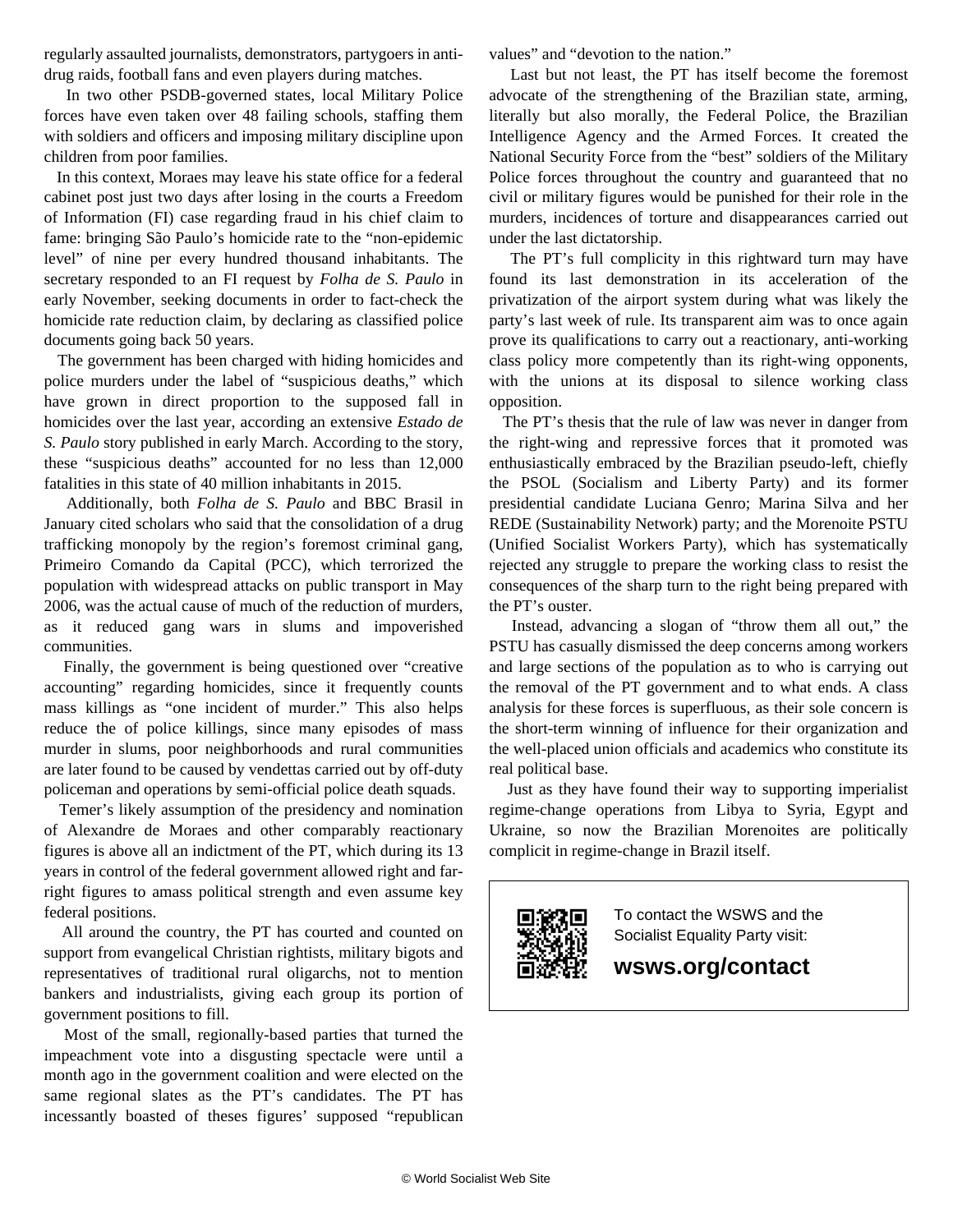regularly assaulted journalists, demonstrators, partygoers in anti-drug raids, football fans and even players during matches.

In two other PSDB-governed states, local Military Police forces have even taken over 48 failing schools, staffing them with soldiers and officers and imposing military discipline upon children from poor families.

In this context, Moraes may leave his state office for a federal cabinet post just two days after losing in the courts a Freedom of Information (FI) case regarding fraud in his chief claim to fame: bringing São Paulo's homicide rate to the "non-epidemic level" of nine per every hundred thousand inhabitants. The secretary responded to an FI request by *Folha de S. Paulo* in early November, seeking documents in order to fact-check the homicide rate reduction claim, by declaring as classified police documents going back 50 years.

The government has been charged with hiding homicides and police murders under the label of "suspicious deaths," which have grown in direct proportion to the supposed fall in homicides over the last year, according an extensive *Estado de S. Paulo* story published in early March. According to the story, these "suspicious deaths" accounted for no less than 12,000 fatalities in this state of 40 million inhabitants in 2015.

Additionally, both *Folha de S. Paulo* and BBC Brasil in January cited scholars who said that the consolidation of a drug trafficking monopoly by the region's foremost criminal gang, Primeiro Comando da Capital (PCC), which terrorized the population with widespread attacks on public transport in May 2006, was the actual cause of much of the reduction of murders, as it reduced gang wars in slums and impoverished communities.

Finally, the government is being questioned over "creative accounting" regarding homicides, since it frequently counts mass killings as "one incident of murder." This also helps reduce the of police killings, since many episodes of mass murder in slums, poor neighborhoods and rural communities are later found to be caused by vendettas carried out by off-duty policeman and operations by semi-official police death squads.

Temer's likely assumption of the presidency and nomination of Alexandre de Moraes and other comparably reactionary figures is above all an indictment of the PT, which during its 13 years in control of the federal government allowed right and far-right figures to amass political strength and even assume key federal positions.

All around the country, the PT has courted and counted on support from evangelical Christian rightists, military bigots and representatives of traditional rural oligarchs, not to mention bankers and industrialists, giving each group its portion of government positions to fill.

Most of the small, regionally-based parties that turned the impeachment vote into a disgusting spectacle were until a month ago in the government coalition and were elected on the same regional slates as the PT's candidates. The PT has incessantly boasted of theses figures' supposed "republican values" and "devotion to the nation."

Last but not least, the PT has itself become the foremost advocate of the strengthening of the Brazilian state, arming, literally but also morally, the Federal Police, the Brazilian Intelligence Agency and the Armed Forces. It created the National Security Force from the "best" soldiers of the Military Police forces throughout the country and guaranteed that no civil or military figures would be punished for their role in the murders, incidences of torture and disappearances carried out under the last dictatorship.

The PT's full complicity in this rightward turn may have found its last demonstration in its acceleration of the privatization of the airport system during what was likely the party's last week of rule. Its transparent aim was to once again prove its qualifications to carry out a reactionary, anti-working class policy more competently than its right-wing opponents, with the unions at its disposal to silence working class opposition.

The PT's thesis that the rule of law was never in danger from the right-wing and repressive forces that it promoted was enthusiastically embraced by the Brazilian pseudo-left, chiefly the PSOL (Socialism and Liberty Party) and its former presidential candidate Luciana Genro; Marina Silva and her REDE (Sustainability Network) party; and the Morenoite PSTU (Unified Socialist Workers Party), which has systematically rejected any struggle to prepare the working class to resist the consequences of the sharp turn to the right being prepared with the PT's ouster.

Instead, advancing a slogan of "throw them all out," the PSTU has casually dismissed the deep concerns among workers and large sections of the population as to who is carrying out the removal of the PT government and to what ends. A class analysis for these forces is superfluous, as their sole concern is the short-term winning of influence for their organization and the well-placed union officials and academics who constitute its real political base.

Just as they have found their way to supporting imperialist regime-change operations from Libya to Syria, Egypt and Ukraine, so now the Brazilian Morenoites are politically complicit in regime-change in Brazil itself.

To contact the WSWS and the Socialist Equality Party visit:

**wsws.org/contact**